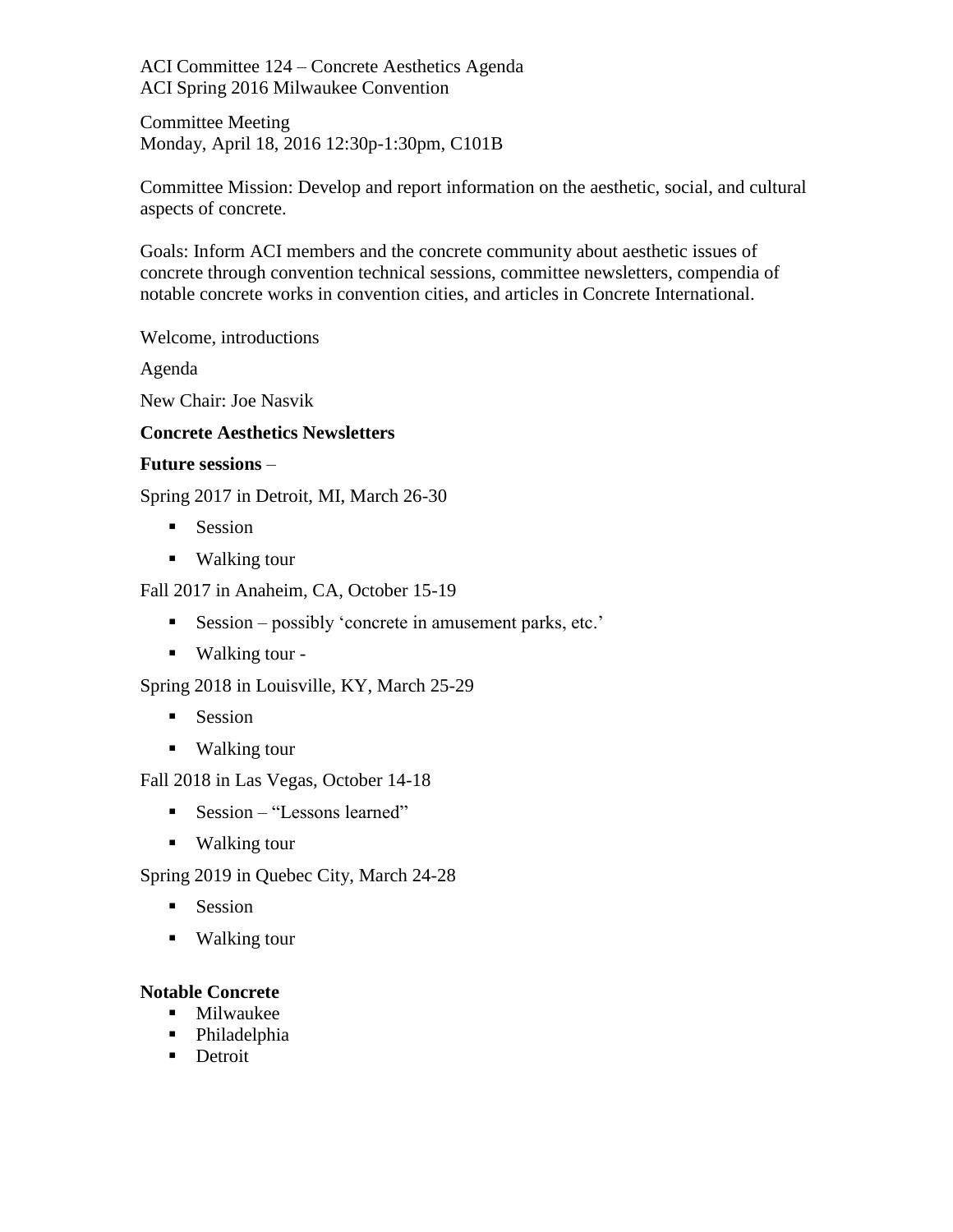ACI Committee 124 – Concrete Aesthetics Agenda
ACI Spring 2016 Milwaukee Convention

Committee Meeting
Monday, April 18, 2016 12:30p-1:30pm, C101B

Committee Mission: Develop and report information on the aesthetic, social, and cultural aspects of concrete.

Goals: Inform ACI members and the concrete community about aesthetic issues of concrete through convention technical sessions, committee newsletters, compendia of notable concrete works in convention cities, and articles in Concrete International.

Welcome, introductions

Agenda

New Chair: Joe Nasvik

**Concrete Aesthetics Newsletters**

**Future sessions** –

Spring 2017 in Detroit, MI, March 26-30

- Session
- Walking tour

Fall 2017 in Anaheim, CA, October 15-19

- Session – possibly 'concrete in amusement parks, etc.'
- Walking tour -

Spring 2018 in Louisville, KY, March 25-29

- Session
- Walking tour

Fall 2018 in Las Vegas, October 14-18

- Session – "Lessons learned"
- Walking tour

Spring 2019 in Quebec City, March 24-28

- Session
- Walking tour

**Notable Concrete**

- Milwaukee
- Philadelphia
- Detroit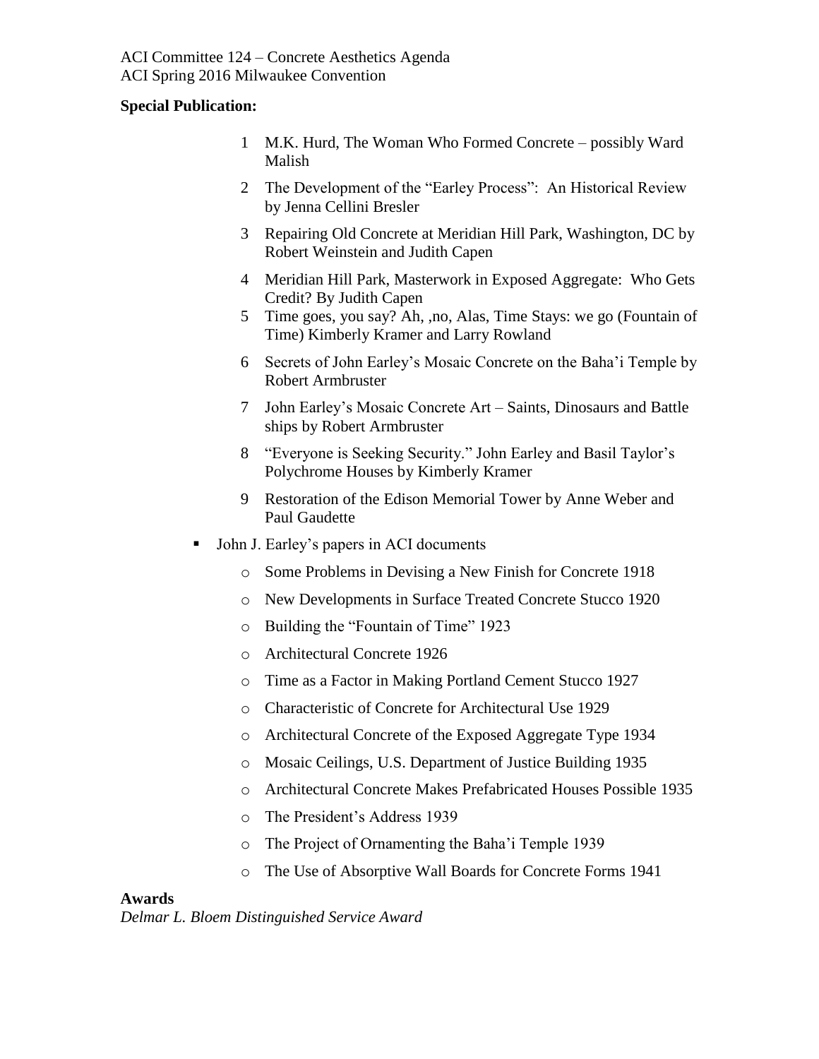ACI Committee 124 – Concrete Aesthetics Agenda
ACI Spring 2016 Milwaukee Convention

**Special Publication:**

1. M.K. Hurd, The Woman Who Formed Concrete – possibly Ward Malish
2. The Development of the "Earley Process": An Historical Review by Jenna Cellini Bresler
3. Repairing Old Concrete at Meridian Hill Park, Washington, DC by Robert Weinstein and Judith Capen
4. Meridian Hill Park, Masterwork in Exposed Aggregate: Who Gets Credit? By Judith Capen
5. Time goes, you say? Ah, ,no, Alas, Time Stays: we go (Fountain of Time) Kimberly Kramer and Larry Rowland
6. Secrets of John Earley's Mosaic Concrete on the Baha'i Temple by Robert Armbruster
7. John Earley's Mosaic Concrete Art – Saints, Dinosaurs and Battle ships by Robert Armbruster
8. "Everyone is Seeking Security." John Earley and Basil Taylor's Polychrome Houses by Kimberly Kramer
9. Restoration of the Edison Memorial Tower by Anne Weber and Paul Gaudette

- John J. Earley's papers in ACI documents
  - Some Problems in Devising a New Finish for Concrete 1918
  - New Developments in Surface Treated Concrete Stucco 1920
  - Building the "Fountain of Time" 1923
  - Architectural Concrete 1926
  - Time as a Factor in Making Portland Cement Stucco 1927
  - Characteristic of Concrete for Architectural Use 1929
  - Architectural Concrete of the Exposed Aggregate Type 1934
  - Mosaic Ceilings, U.S. Department of Justice Building 1935
  - Architectural Concrete Makes Prefabricated Houses Possible 1935
  - The President's Address 1939
  - The Project of Ornamenting the Baha'i Temple 1939
  - The Use of Absorptive Wall Boards for Concrete Forms 1941

**Awards**

*Delmar L. Bloem Distinguished Service Award*